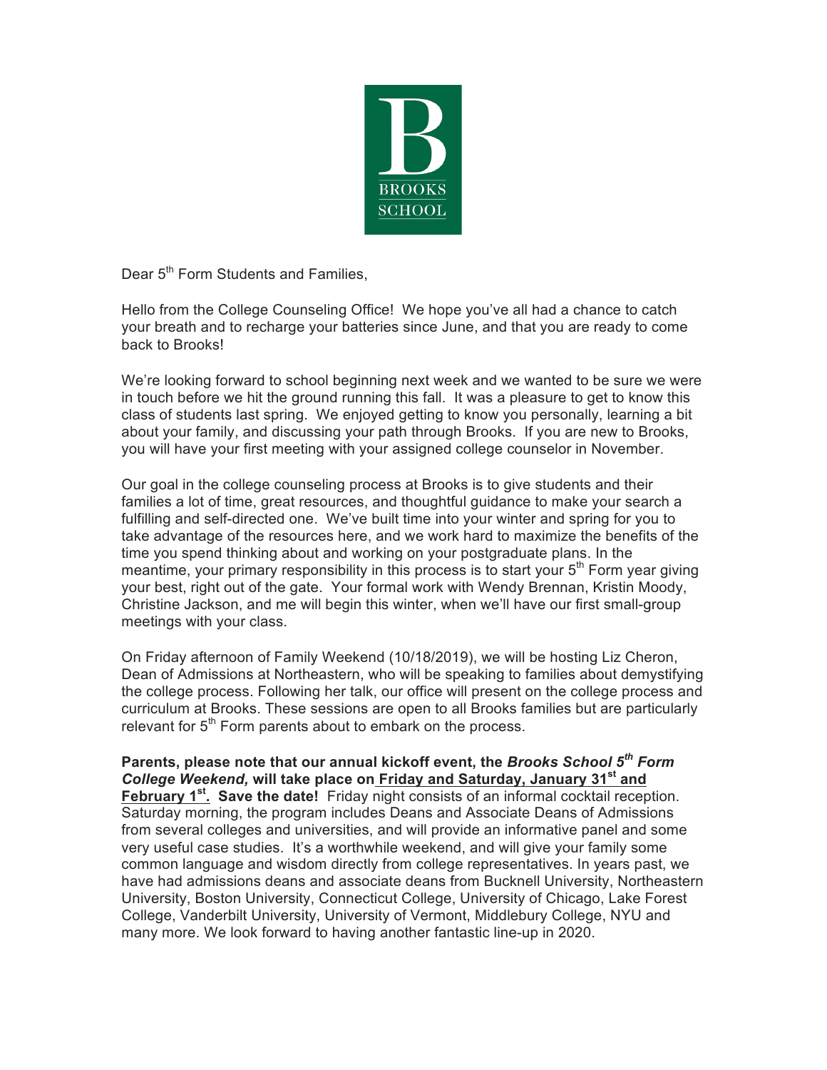BROOKS SCHOOL

Dear 5th Form Students and Families,

Hello from the College Counseling Office! We hope you've all had a chance to catch your breath and to recharge your batteries since June, and that you are ready to come back to Brooks!

We're looking forward to school beginning next week and we wanted to be sure we were in touch before we hit the ground running this fall. It was a pleasure to get to know this class of students last spring. We enjoyed getting to know you personally, learning a bit about your family, and discussing your path through Brooks. If you are new to Brooks, you will have your first meeting with your assigned college counselor in November.

Our goal in the college counseling process at Brooks is to give students and their families a lot of time, great resources, and thoughtful guidance to make your search a fulfilling and self-directed one. We've built time into your winter and spring for you to take advantage of the resources here, and we work hard to maximize the benefits of the time you spend thinking about and working on your postgraduate plans. In the meantime, your primary responsibility in this process is to start your 5th Form year giving your best, right out of the gate. Your formal work with Wendy Brennan, Kristin Moody, Christine Jackson, and me will begin this winter, when we'll have our first small-group meetings with your class.

On Friday afternoon of Family Weekend (10/18/2019), we will be hosting Liz Cheron, Dean of Admissions at Northeastern, who will be speaking to families about demystifying the college process. Following her talk, our office will present on the college process and curriculum at Brooks. These sessions are open to all Brooks families but are particularly relevant for 5th Form parents about to embark on the process.

**Parents, please note that our annual kickoff event, the *Brooks School 5th Form College Weekend,* will take place on Friday and Saturday, January 31st and February 1st. Save the date!** Friday night consists of an informal cocktail reception. Saturday morning, the program includes Deans and Associate Deans of Admissions from several colleges and universities, and will provide an informative panel and some very useful case studies. It's a worthwhile weekend, and will give your family some common language and wisdom directly from college representatives. In years past, we have had admissions deans and associate deans from Bucknell University, Northeastern University, Boston University, Connecticut College, University of Chicago, Lake Forest College, Vanderbilt University, University of Vermont, Middlebury College, NYU and many more. We look forward to having another fantastic line-up in 2020.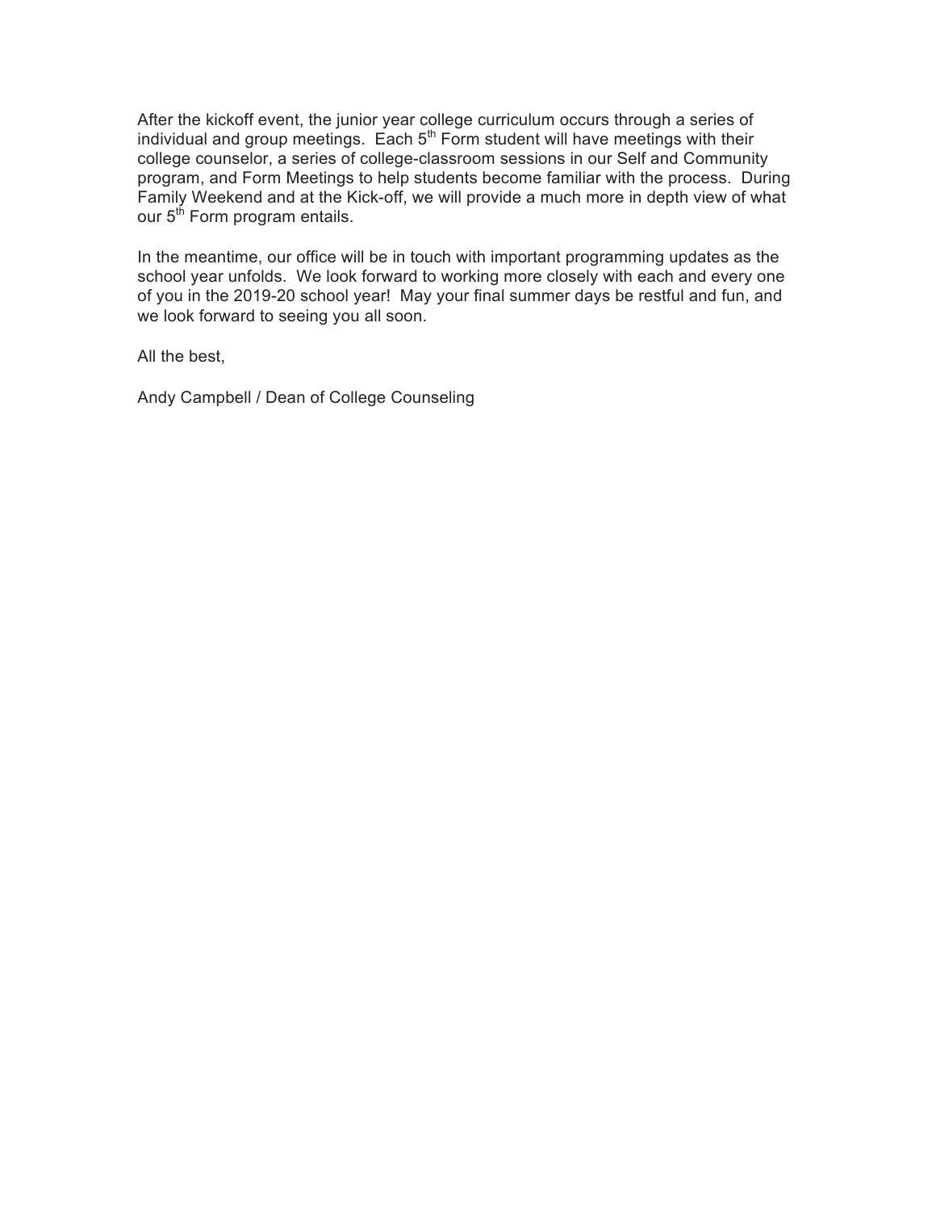After the kickoff event, the junior year college curriculum occurs through a series of individual and group meetings. Each 5th Form student will have meetings with their college counselor, a series of college-classroom sessions in our Self and Community program, and Form Meetings to help students become familiar with the process. During Family Weekend and at the Kick-off, we will provide a much more in depth view of what our 5th Form program entails.

In the meantime, our office will be in touch with important programming updates as the school year unfolds. We look forward to working more closely with each and every one of you in the 2019-20 school year! May your final summer days be restful and fun, and we look forward to seeing you all soon.

All the best,

Andy Campbell / Dean of College Counseling